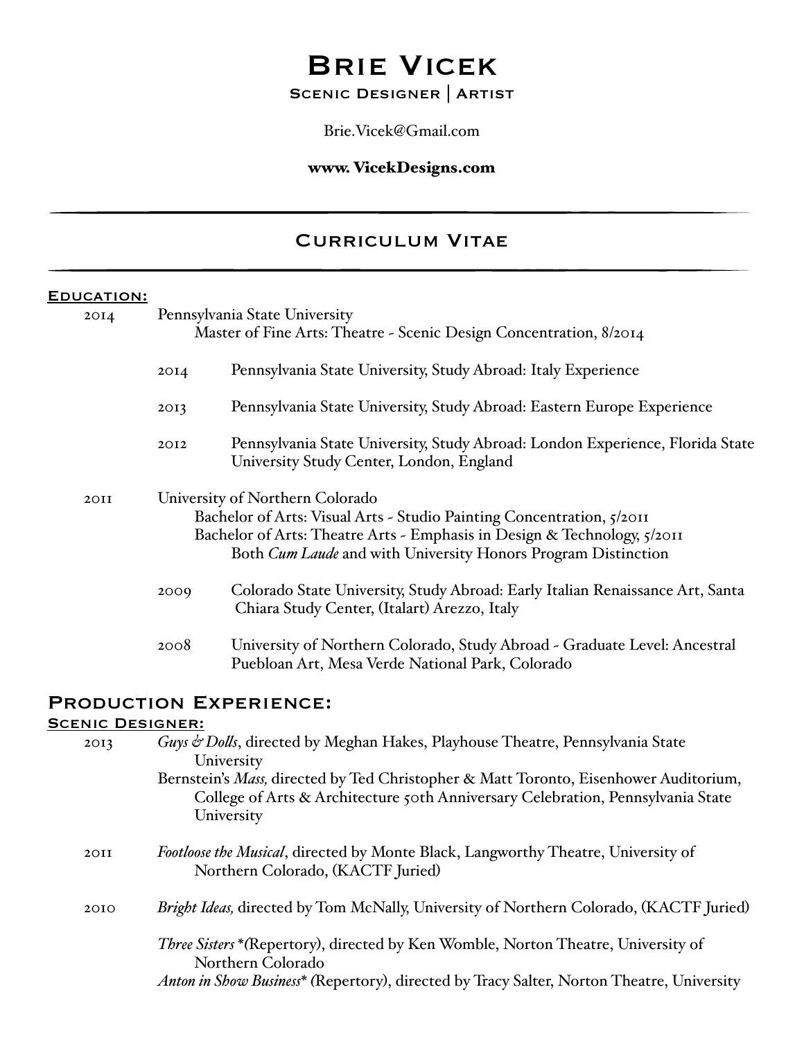# Brie Vicek

## Scenic Designer | Artist

Brie.Vicek@Gmail.com

**www. VicekDesigns.com**

---

## Curriculum Vitae

---

### Education:

2014 Pennsylvania State University
  Master of Fine Arts: Theatre - Scenic Design Concentration, 8/2014

  2014 Pennsylvania State University, Study Abroad: Italy Experience

  2013 Pennsylvania State University, Study Abroad: Eastern Europe Experience

  2012 Pennsylvania State University, Study Abroad: London Experience, Florida State University Study Center, London, England

2011 University of Northern Colorado
  Bachelor of Arts: Visual Arts - Studio Painting Concentration, 5/2011
  Bachelor of Arts: Theatre Arts - Emphasis in Design & Technology, 5/2011
   Both *Cum Laude* and with University Honors Program Distinction

  2009 Colorado State University, Study Abroad: Early Italian Renaissance Art, Santa Chiara Study Center, (Italart) Arezzo, Italy

  2008 University of Northern Colorado, Study Abroad - Graduate Level: Ancestral Puebloan Art, Mesa Verde National Park, Colorado

## Production Experience:

### Scenic Designer:

2013 *Guys & Dolls*, directed by Meghan Hakes, Playhouse Theatre, Pennsylvania State University
  Bernstein's *Mass,* directed by Ted Christopher & Matt Toronto, Eisenhower Auditorium, College of Arts & Architecture 50th Anniversary Celebration, Pennsylvania State University

2011 *Footloose the Musical*, directed by Monte Black, Langworthy Theatre, University of Northern Colorado, (KACTF Juried)

2010 *Bright Ideas,* directed by Tom McNally, University of Northern Colorado, (KACTF Juried)

  *Three Sisters* *(Repertory), directed by Ken Womble, Norton Theatre, University of Northern Colorado
  *Anton in Show Business** (Repertory), directed by Tracy Salter, Norton Theatre, University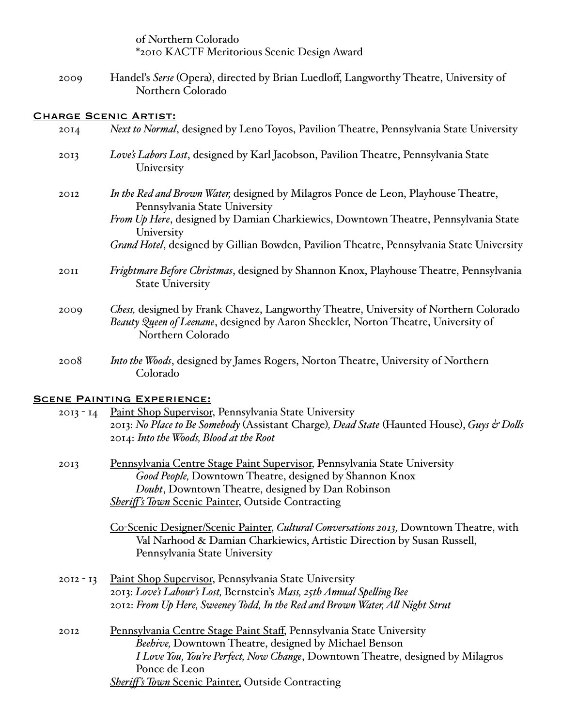of Northern Colorado
*2010 KACTF Meritorious Scenic Design Award

2009 Handel's *Serse* (Opera), directed by Brian Luedloff, Langworthy Theatre, University of Northern Colorado

## Charge Scenic Artist:

2014 *Next to Normal*, designed by Leno Toyos, Pavilion Theatre, Pennsylvania State University

2013 *Love's Labors Lost*, designed by Karl Jacobson, Pavilion Theatre, Pennsylvania State University

2012 *In the Red and Brown Water,* designed by Milagros Ponce de Leon, Playhouse Theatre, Pennsylvania State University
*From Up Here*, designed by Damian Charkiewics, Downtown Theatre, Pennsylvania State University
*Grand Hotel*, designed by Gillian Bowden, Pavilion Theatre, Pennsylvania State University

2011 *Frightmare Before Christmas*, designed by Shannon Knox, Playhouse Theatre, Pennsylvania State University

2009 *Chess,* designed by Frank Chavez, Langworthy Theatre, University of Northern Colorado
*Beauty Queen of Leenane*, designed by Aaron Sheckler, Norton Theatre, University of Northern Colorado

2008 *Into the Woods*, designed by James Rogers, Norton Theatre, University of Northern Colorado

## Scene Painting Experience:

2013 - 14 Paint Shop Supervisor, Pennsylvania State University
2013: *No Place to Be Somebody* (Assistant Charge)*, Dead State* (Haunted House), *Guys & Dolls*
2014: *Into the Woods, Blood at the Root*

2013 Pennsylvania Centre Stage Paint Supervisor, Pennsylvania State University
*Good People,* Downtown Theatre, designed by Shannon Knox
*Doubt*, Downtown Theatre, designed by Dan Robinson
*Sheriff's Town* Scenic Painter, Outside Contracting

Co-Scenic Designer/Scenic Painter, *Cultural Conversations 2013,* Downtown Theatre, with Val Narhood & Damian Charkiewics, Artistic Direction by Susan Russell, Pennsylvania State University

2012 - 13 Paint Shop Supervisor, Pennsylvania State University
2013: *Love's Labour's Lost,* Bernstein's *Mass, 25th Annual Spelling Bee*
2012: *From Up Here, Sweeney Todd, In the Red and Brown Water, All Night Strut*

2012 Pennsylvania Centre Stage Paint Staff, Pennsylvania State University
*Beehive,* Downtown Theatre, designed by Michael Benson
*I Love You, You're Perfect, Now Change*, Downtown Theatre, designed by Milagros Ponce de Leon
*Sheriff's Town* Scenic Painter, Outside Contracting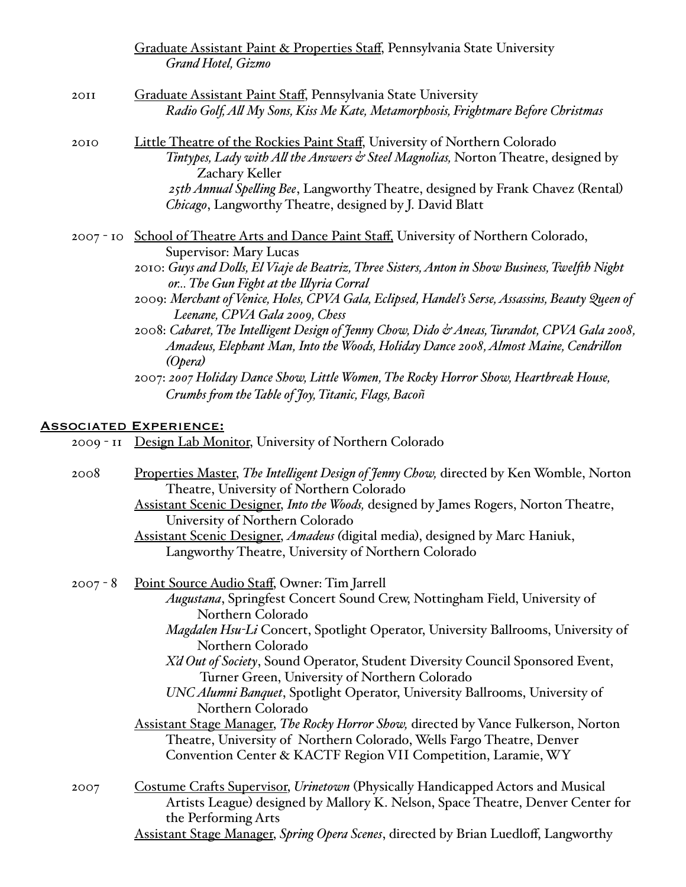Graduate Assistant Paint & Properties Staff, Pennsylvania State University
*Grand Hotel, Gizmo*

2011 Graduate Assistant Paint Staff, Pennsylvania State University
*Radio Golf, All My Sons, Kiss Me Kate, Metamorphosis, Frightmare Before Christmas*

2010 Little Theatre of the Rockies Paint Staff, University of Northern Colorado
*Tintypes, Lady with All the Answers & Steel Magnolias,* Norton Theatre, designed by Zachary Keller
*25th Annual Spelling Bee*, Langworthy Theatre, designed by Frank Chavez (Rental)
*Chicago*, Langworthy Theatre, designed by J. David Blatt

2007 - 10 School of Theatre Arts and Dance Paint Staff, University of Northern Colorado, Supervisor: Mary Lucas
2010: *Guys and Dolls, El Viaje de Beatriz, Three Sisters, Anton in Show Business, Twelfth Night or... The Gun Fight at the Illyria Corral*
2009: *Merchant of Venice, Holes, CPVA Gala, Eclipsed, Handel's Serse, Assassins, Beauty Queen of Leenane, CPVA Gala 2009, Chess*
2008: *Cabaret, The Intelligent Design of Jenny Chow, Dido & Aneas, Turandot, CPVA Gala 2008, Amadeus, Elephant Man, Into the Woods, Holiday Dance 2008, Almost Maine, Cendrillon (Opera)*
2007: *2007 Holiday Dance Show, Little Women, The Rocky Horror Show, Heartbreak House, Crumbs from the Table of Joy, Titanic, Flags, Bacoñ*

## Associated Experience:

2009 - 11 Design Lab Monitor, University of Northern Colorado

2008 Properties Master, *The Intelligent Design of Jenny Chow,* directed by Ken Womble, Norton Theatre, University of Northern Colorado
Assistant Scenic Designer, *Into the Woods,* designed by James Rogers, Norton Theatre, University of Northern Colorado
Assistant Scenic Designer, *Amadeus (*digital media), designed by Marc Haniuk, Langworthy Theatre, University of Northern Colorado

2007 - 8 Point Source Audio Staff, Owner: Tim Jarrell
*Augustana*, Springfest Concert Sound Crew, Nottingham Field, University of Northern Colorado
*Magdalen Hsu-Li* Concert, Spotlight Operator, University Ballrooms, University of Northern Colorado
*X'd Out of Society*, Sound Operator, Student Diversity Council Sponsored Event, Turner Green, University of Northern Colorado
*UNC Alumni Banquet*, Spotlight Operator, University Ballrooms, University of Northern Colorado
Assistant Stage Manager, *The Rocky Horror Show,* directed by Vance Fulkerson, Norton Theatre, University of Northern Colorado, Wells Fargo Theatre, Denver Convention Center & KACTF Region VII Competition, Laramie, WY

2007 Costume Crafts Supervisor, *Urinetown* (Physically Handicapped Actors and Musical Artists League) designed by Mallory K. Nelson, Space Theatre, Denver Center for the Performing Arts
Assistant Stage Manager, *Spring Opera Scenes*, directed by Brian Luedloff, Langworthy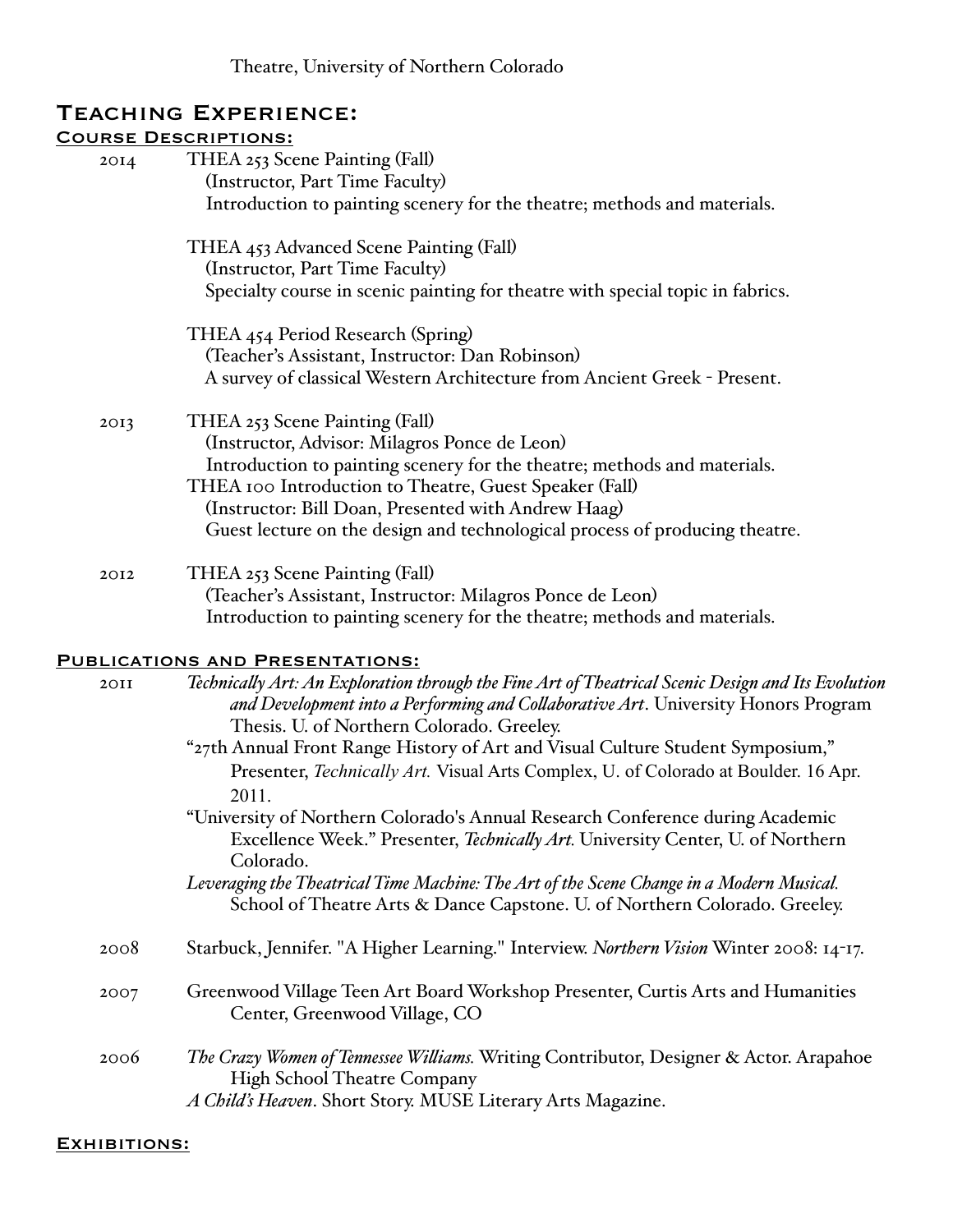Theatre, University of Northern Colorado

## Teaching Experience:

### Course Descriptions:

2014 THEA 253 Scene Painting (Fall)
(Instructor, Part Time Faculty)
Introduction to painting scenery for the theatre; methods and materials.

THEA 453 Advanced Scene Painting (Fall)
(Instructor, Part Time Faculty)
Specialty course in scenic painting for theatre with special topic in fabrics.

THEA 454 Period Research (Spring)
(Teacher's Assistant, Instructor: Dan Robinson)
A survey of classical Western Architecture from Ancient Greek - Present.

2013 THEA 253 Scene Painting (Fall)
(Instructor, Advisor: Milagros Ponce de Leon)
Introduction to painting scenery for the theatre; methods and materials.
THEA 100 Introduction to Theatre, Guest Speaker (Fall)
(Instructor: Bill Doan, Presented with Andrew Haag)
Guest lecture on the design and technological process of producing theatre.

2012 THEA 253 Scene Painting (Fall)
(Teacher's Assistant, Instructor: Milagros Ponce de Leon)
Introduction to painting scenery for the theatre; methods and materials.

### Publications and Presentations:

2011 *Technically Art: An Exploration through the Fine Art of Theatrical Scenic Design and Its Evolution and Development into a Performing and Collaborative Art*. University Honors Program Thesis. U. of Northern Colorado. Greeley.
"27th Annual Front Range History of Art and Visual Culture Student Symposium," Presenter, *Technically Art.* Visual Arts Complex, U. of Colorado at Boulder. 16 Apr. 2011.
"University of Northern Colorado's Annual Research Conference during Academic Excellence Week." Presenter, *Technically Art.* University Center, U. of Northern Colorado.
*Leveraging the Theatrical Time Machine: The Art of the Scene Change in a Modern Musical.* School of Theatre Arts & Dance Capstone. U. of Northern Colorado. Greeley.

2008 Starbuck, Jennifer. "A Higher Learning." Interview. *Northern Vision* Winter 2008: 14-17.

2007 Greenwood Village Teen Art Board Workshop Presenter, Curtis Arts and Humanities Center, Greenwood Village, CO

2006 *The Crazy Women of Tennessee Williams.* Writing Contributor, Designer & Actor. Arapahoe High School Theatre Company
*A Child's Heaven*. Short Story. MUSE Literary Arts Magazine.

### Exhibitions: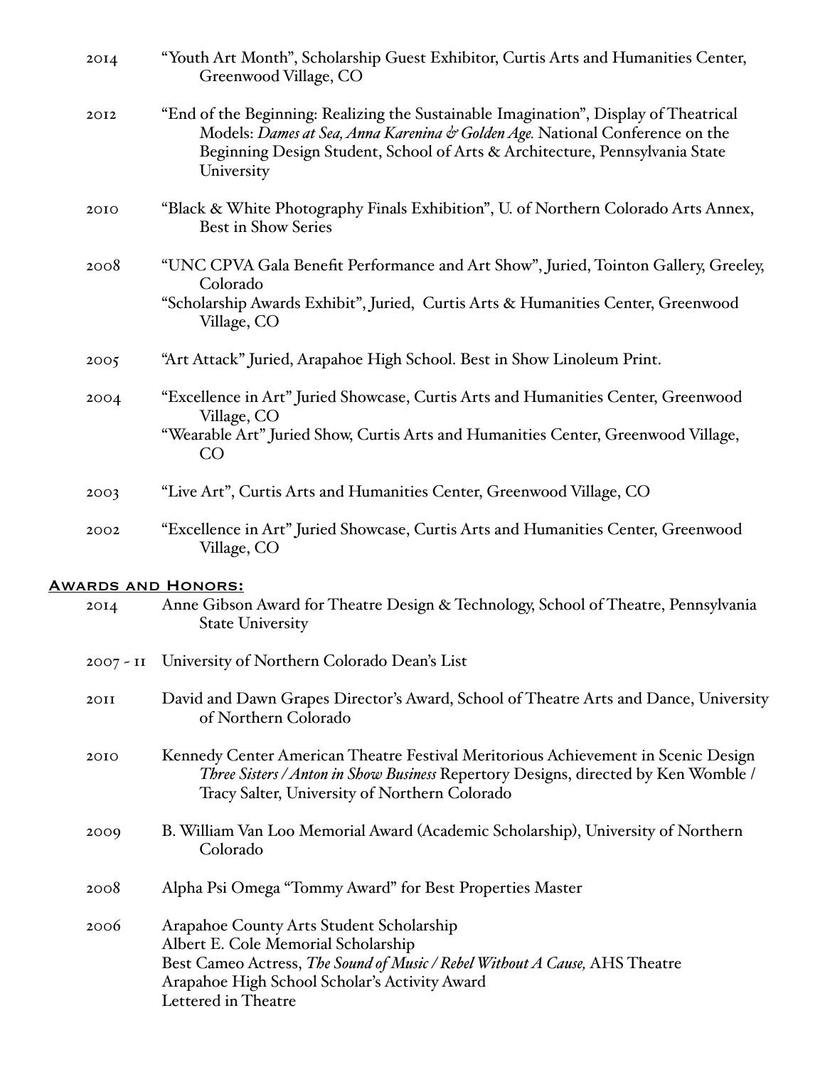2014 "Youth Art Month", Scholarship Guest Exhibitor, Curtis Arts and Humanities Center, Greenwood Village, CO

2012 "End of the Beginning: Realizing the Sustainable Imagination", Display of Theatrical Models: *Dames at Sea, Anna Karenina & Golden Age.* National Conference on the Beginning Design Student, School of Arts & Architecture, Pennsylvania State University

2010 "Black & White Photography Finals Exhibition", U. of Northern Colorado Arts Annex, Best in Show Series

2008 "UNC CPVA Gala Benefit Performance and Art Show", Juried, Tointon Gallery, Greeley, Colorado
"Scholarship Awards Exhibit", Juried, Curtis Arts & Humanities Center, Greenwood Village, CO

2005 "Art Attack" Juried, Arapahoe High School. Best in Show Linoleum Print.

2004 "Excellence in Art" Juried Showcase, Curtis Arts and Humanities Center, Greenwood Village, CO
"Wearable Art" Juried Show, Curtis Arts and Humanities Center, Greenwood Village, CO

2003 "Live Art", Curtis Arts and Humanities Center, Greenwood Village, CO

2002 "Excellence in Art" Juried Showcase, Curtis Arts and Humanities Center, Greenwood Village, CO

## Awards and Honors:

2014 Anne Gibson Award for Theatre Design & Technology, School of Theatre, Pennsylvania State University

2007 - 11 University of Northern Colorado Dean's List

2011 David and Dawn Grapes Director's Award, School of Theatre Arts and Dance, University of Northern Colorado

2010 Kennedy Center American Theatre Festival Meritorious Achievement in Scenic Design *Three Sisters / Anton in Show Business* Repertory Designs, directed by Ken Womble / Tracy Salter, University of Northern Colorado

2009 B. William Van Loo Memorial Award (Academic Scholarship), University of Northern Colorado

2008 Alpha Psi Omega "Tommy Award" for Best Properties Master

2006 Arapahoe County Arts Student Scholarship
Albert E. Cole Memorial Scholarship
Best Cameo Actress, *The Sound of Music / Rebel Without A Cause,* AHS Theatre
Arapahoe High School Scholar's Activity Award
Lettered in Theatre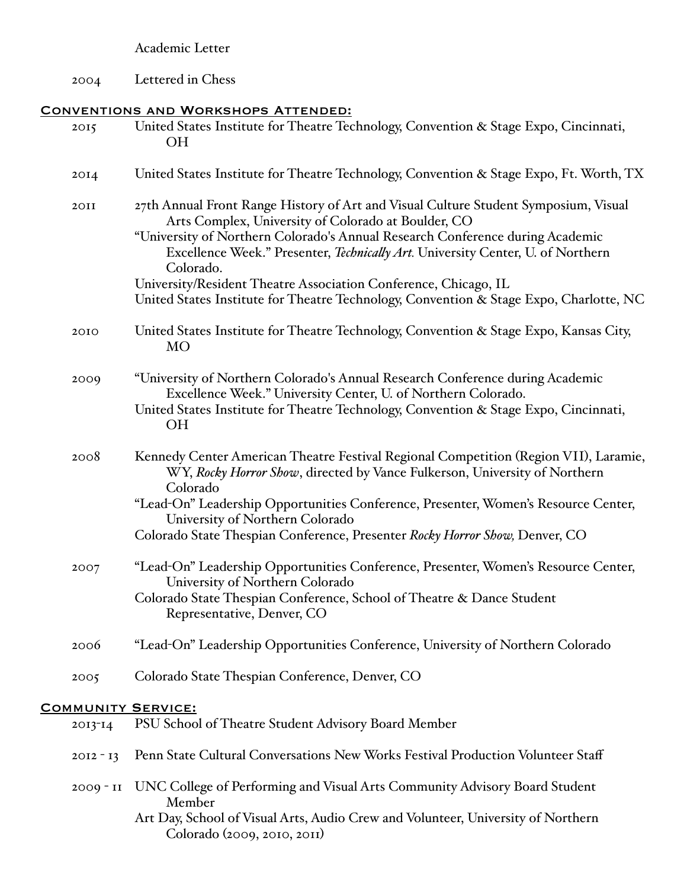Academic Letter

2004 Lettered in Chess

## Conventions and Workshops Attended:

2015 United States Institute for Theatre Technology, Convention & Stage Expo, Cincinnati, OH

2014 United States Institute for Theatre Technology, Convention & Stage Expo, Ft. Worth, TX

2011 27th Annual Front Range History of Art and Visual Culture Student Symposium, Visual Arts Complex, University of Colorado at Boulder, CO
"University of Northern Colorado's Annual Research Conference during Academic Excellence Week." Presenter, *Technically Art.* University Center, U. of Northern Colorado.
University/Resident Theatre Association Conference, Chicago, IL
United States Institute for Theatre Technology, Convention & Stage Expo, Charlotte, NC

2010 United States Institute for Theatre Technology, Convention & Stage Expo, Kansas City, MO

2009 "University of Northern Colorado's Annual Research Conference during Academic Excellence Week." University Center, U. of Northern Colorado.
United States Institute for Theatre Technology, Convention & Stage Expo, Cincinnati, OH

2008 Kennedy Center American Theatre Festival Regional Competition (Region VII), Laramie, WY, *Rocky Horror Show*, directed by Vance Fulkerson, University of Northern Colorado
"Lead-On" Leadership Opportunities Conference, Presenter, Women's Resource Center, University of Northern Colorado
Colorado State Thespian Conference, Presenter *Rocky Horror Show,* Denver, CO

2007 "Lead-On" Leadership Opportunities Conference, Presenter, Women's Resource Center, University of Northern Colorado
Colorado State Thespian Conference, School of Theatre & Dance Student Representative, Denver, CO

2006 "Lead-On" Leadership Opportunities Conference, University of Northern Colorado

2005 Colorado State Thespian Conference, Denver, CO

## Community Service:

2013-14 PSU School of Theatre Student Advisory Board Member

2012 - 13 Penn State Cultural Conversations New Works Festival Production Volunteer Staff

2009 - 11 UNC College of Performing and Visual Arts Community Advisory Board Student Member
Art Day, School of Visual Arts, Audio Crew and Volunteer, University of Northern Colorado (2009, 2010, 2011)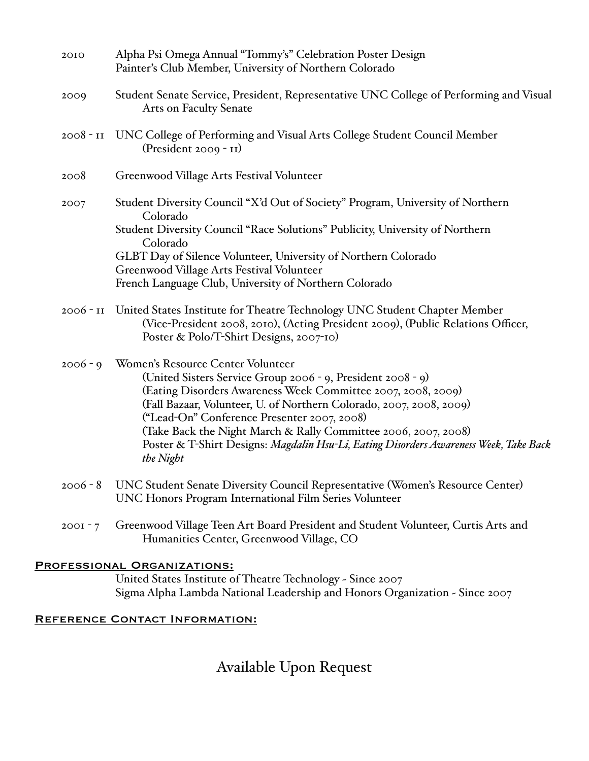2010 Alpha Psi Omega Annual "Tommy's" Celebration Poster Design
Painter's Club Member, University of Northern Colorado

2009 Student Senate Service, President, Representative UNC College of Performing and Visual Arts on Faculty Senate

2008 - 11 UNC College of Performing and Visual Arts College Student Council Member (President 2009 - 11)

2008 Greenwood Village Arts Festival Volunteer

2007 Student Diversity Council "X'd Out of Society" Program, University of Northern Colorado
Student Diversity Council "Race Solutions" Publicity, University of Northern Colorado
GLBT Day of Silence Volunteer, University of Northern Colorado
Greenwood Village Arts Festival Volunteer
French Language Club, University of Northern Colorado

2006 - 11 United States Institute for Theatre Technology UNC Student Chapter Member (Vice-President 2008, 2010), (Acting President 2009), (Public Relations Officer, Poster & Polo/T-Shirt Designs, 2007-10)

2006 - 9 Women's Resource Center Volunteer
(United Sisters Service Group 2006 - 9, President 2008 - 9)
(Eating Disorders Awareness Week Committee 2007, 2008, 2009)
(Fall Bazaar, Volunteer, U. of Northern Colorado, 2007, 2008, 2009)
("Lead-On" Conference Presenter 2007, 2008)
(Take Back the Night March & Rally Committee 2006, 2007, 2008)
Poster & T-Shirt Designs: *Magdalin Hsu-Li, Eating Disorders Awareness Week, Take Back the Night*

2006 - 8 UNC Student Senate Diversity Council Representative (Women's Resource Center)
UNC Honors Program International Film Series Volunteer

2001 - 7 Greenwood Village Teen Art Board President and Student Volunteer, Curtis Arts and Humanities Center, Greenwood Village, CO

## Professional Organizations:

United States Institute of Theatre Technology - Since 2007
Sigma Alpha Lambda National Leadership and Honors Organization - Since 2007

## Reference Contact Information:

Available Upon Request